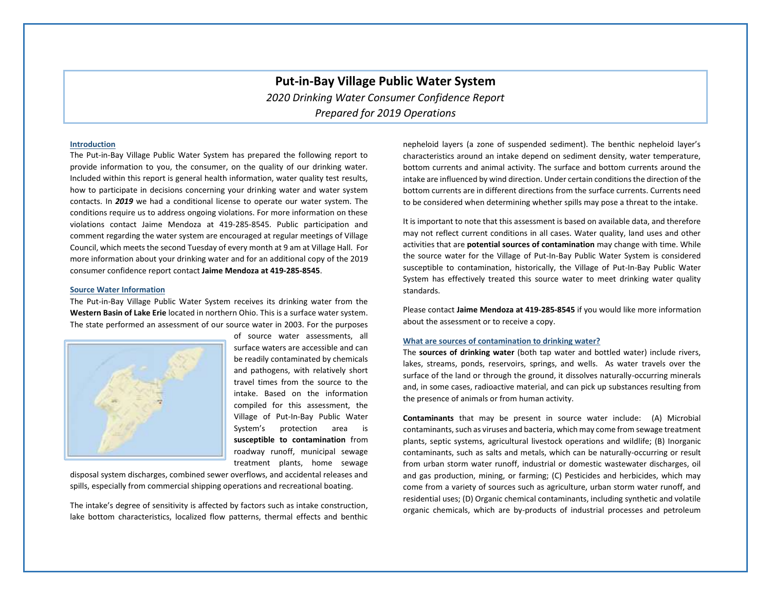# Put-in-Bay Village Public Water System

*2020 Drinking Water Consumer Confidence Report*

*Prepared for 2019 Operations*

## Introduction

The Put-in-Bay Village Public Water System has prepared the following report to provide information to you, the consumer, on the quality of our drinking water. Included within this report is general health information, water quality test results, how to participate in decisions concerning your drinking water and water system contacts. In ***2019*** we had a conditional license to operate our water system. The conditions require us to address ongoing violations. For more information on these violations contact Jaime Mendoza at 419-285-8545. Public participation and comment regarding the water system are encouraged at regular meetings of Village Council, which meets the second Tuesday of every month at 9 am at Village Hall. For more information about your drinking water and for an additional copy of the 2019 consumer confidence report contact **Jaime Mendoza at 419-285-8545**.

## Source Water Information

The Put-in-Bay Village Public Water System receives its drinking water from the **Western Basin of Lake Erie** located in northern Ohio. This is a surface water system. The state performed an assessment of our source water in 2003. For the purposes of source water assessments, all surface waters are accessible and can be readily contaminated by chemicals and pathogens, with relatively short travel times from the source to the intake. Based on the information compiled for this assessment, the Village of Put-In-Bay Public Water System's protection area is **susceptible to contamination** from roadway runoff, municipal sewage treatment plants, home sewage disposal system discharges, combined sewer overflows, and accidental releases and spills, especially from commercial shipping operations and recreational boating.

The intake's degree of sensitivity is affected by factors such as intake construction, lake bottom characteristics, localized flow patterns, thermal effects and benthic nepheloid layers (a zone of suspended sediment). The benthic nepheloid layer's characteristics around an intake depend on sediment density, water temperature, bottom currents and animal activity. The surface and bottom currents around the intake are influenced by wind direction. Under certain conditions the direction of the bottom currents are in different directions from the surface currents. Currents need to be considered when determining whether spills may pose a threat to the intake.

It is important to note that this assessment is based on available data, and therefore may not reflect current conditions in all cases. Water quality, land uses and other activities that are **potential sources of contamination** may change with time. While the source water for the Village of Put-In-Bay Public Water System is considered susceptible to contamination, historically, the Village of Put-In-Bay Public Water System has effectively treated this source water to meet drinking water quality standards.

Please contact **Jaime Mendoza at 419-285-8545** if you would like more information about the assessment or to receive a copy.

## What are sources of contamination to drinking water?

The **sources of drinking water** (both tap water and bottled water) include rivers, lakes, streams, ponds, reservoirs, springs, and wells. As water travels over the surface of the land or through the ground, it dissolves naturally-occurring minerals and, in some cases, radioactive material, and can pick up substances resulting from the presence of animals or from human activity.

**Contaminants** that may be present in source water include: (A) Microbial contaminants, such as viruses and bacteria, which may come from sewage treatment plants, septic systems, agricultural livestock operations and wildlife; (B) Inorganic contaminants, such as salts and metals, which can be naturally-occurring or result from urban storm water runoff, industrial or domestic wastewater discharges, oil and gas production, mining, or farming; (C) Pesticides and herbicides, which may come from a variety of sources such as agriculture, urban storm water runoff, and residential uses; (D) Organic chemical contaminants, including synthetic and volatile organic chemicals, which are by-products of industrial processes and petroleum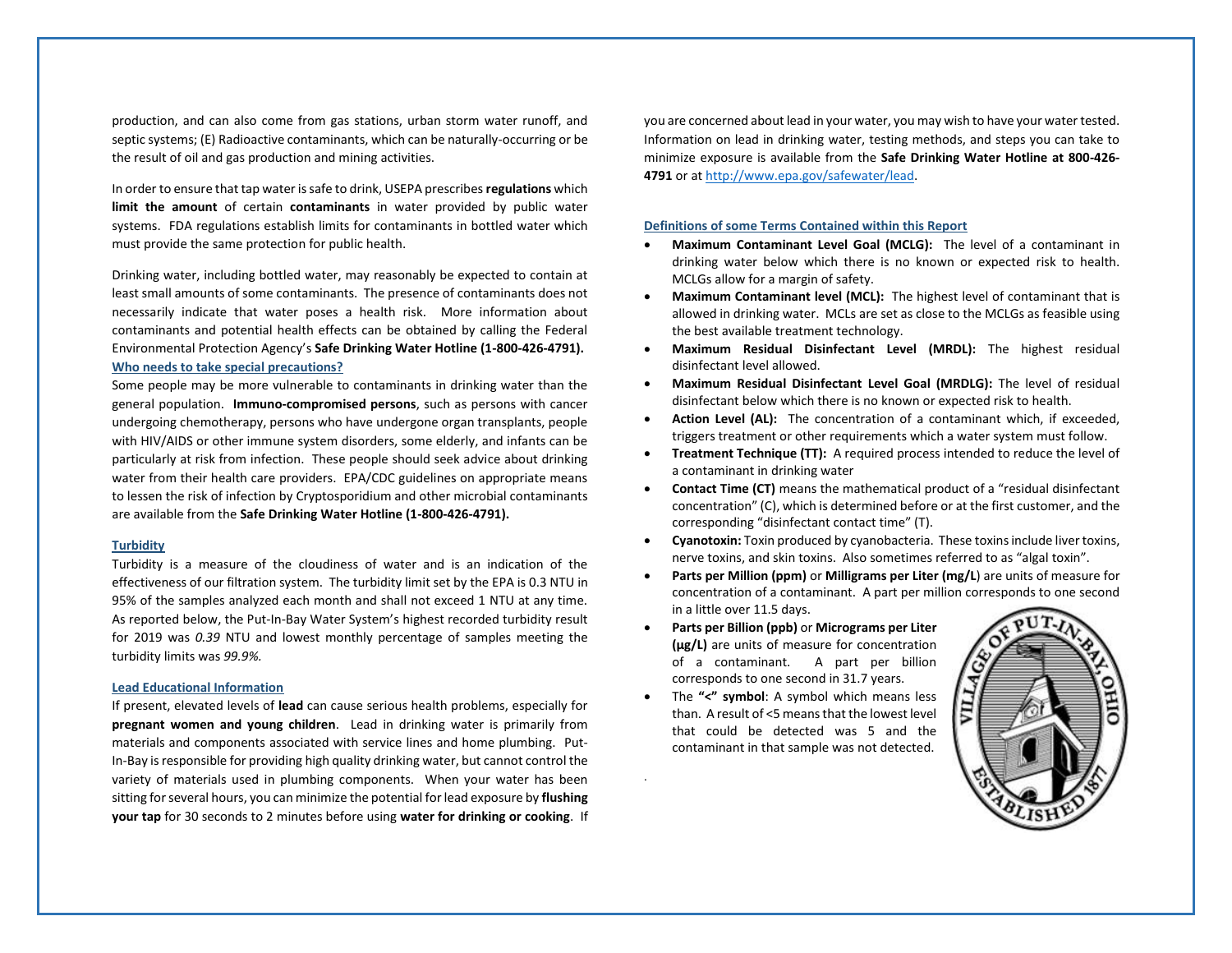production, and can also come from gas stations, urban storm water runoff, and septic systems; (E) Radioactive contaminants, which can be naturally-occurring or be the result of oil and gas production and mining activities.

In order to ensure that tap water is safe to drink, USEPA prescribes **regulations** which **limit the amount** of certain **contaminants** in water provided by public water systems. FDA regulations establish limits for contaminants in bottled water which must provide the same protection for public health.

Drinking water, including bottled water, may reasonably be expected to contain at least small amounts of some contaminants. The presence of contaminants does not necessarily indicate that water poses a health risk. More information about contaminants and potential health effects can be obtained by calling the Federal Environmental Protection Agency's **Safe Drinking Water Hotline (1-800-426-4791).**

### Who needs to take special precautions?

Some people may be more vulnerable to contaminants in drinking water than the general population. **Immuno-compromised persons**, such as persons with cancer undergoing chemotherapy, persons who have undergone organ transplants, people with HIV/AIDS or other immune system disorders, some elderly, and infants can be particularly at risk from infection. These people should seek advice about drinking water from their health care providers. EPA/CDC guidelines on appropriate means to lessen the risk of infection by Cryptosporidium and other microbial contaminants are available from the **Safe Drinking Water Hotline (1-800-426-4791).**

### Turbidity

Turbidity is a measure of the cloudiness of water and is an indication of the effectiveness of our filtration system. The turbidity limit set by the EPA is 0.3 NTU in 95% of the samples analyzed each month and shall not exceed 1 NTU at any time. As reported below, the Put-In-Bay Water System's highest recorded turbidity result for 2019 was *0.39* NTU and lowest monthly percentage of samples meeting the turbidity limits was *99.9%.*

### Lead Educational Information

If present, elevated levels of **lead** can cause serious health problems, especially for **pregnant women and young children**. Lead in drinking water is primarily from materials and components associated with service lines and home plumbing. Put-In-Bay is responsible for providing high quality drinking water, but cannot control the variety of materials used in plumbing components. When your water has been sitting for several hours, you can minimize the potential for lead exposure by **flushing your tap** for 30 seconds to 2 minutes before using **water for drinking or cooking**. If you are concerned about lead in your water, you may wish to have your water tested. Information on lead in drinking water, testing methods, and steps you can take to minimize exposure is available from the **Safe Drinking Water Hotline at 800-426-4791** or at http://www.epa.gov/safewater/lead.

### Definitions of some Terms Contained within this Report

- **Maximum Contaminant Level Goal (MCLG):** The level of a contaminant in drinking water below which there is no known or expected risk to health. MCLGs allow for a margin of safety.
- **Maximum Contaminant level (MCL):** The highest level of contaminant that is allowed in drinking water. MCLs are set as close to the MCLGs as feasible using the best available treatment technology.
- **Maximum Residual Disinfectant Level (MRDL):** The highest residual disinfectant level allowed.
- **Maximum Residual Disinfectant Level Goal (MRDLG):** The level of residual disinfectant below which there is no known or expected risk to health.
- **Action Level (AL):** The concentration of a contaminant which, if exceeded, triggers treatment or other requirements which a water system must follow.
- **Treatment Technique (TT):** A required process intended to reduce the level of a contaminant in drinking water
- **Contact Time (CT)** means the mathematical product of a "residual disinfectant concentration" (C), which is determined before or at the first customer, and the corresponding "disinfectant contact time" (T).
- **Cyanotoxin:** Toxin produced by cyanobacteria. These toxins include liver toxins, nerve toxins, and skin toxins. Also sometimes referred to as "algal toxin".
- **Parts per Million (ppm)** or **Milligrams per Liter (mg/L**) are units of measure for concentration of a contaminant. A part per million corresponds to one second in a little over 11.5 days.
- **Parts per Billion (ppb)** or **Micrograms per Liter (µg/L)** are units of measure for concentration of a contaminant. A part per billion corresponds to one second in 31.7 years.
- The **"<" symbol**: A symbol which means less than. A result of <5 means that the lowest level that could be detected was 5 and the contaminant in that sample was not detected.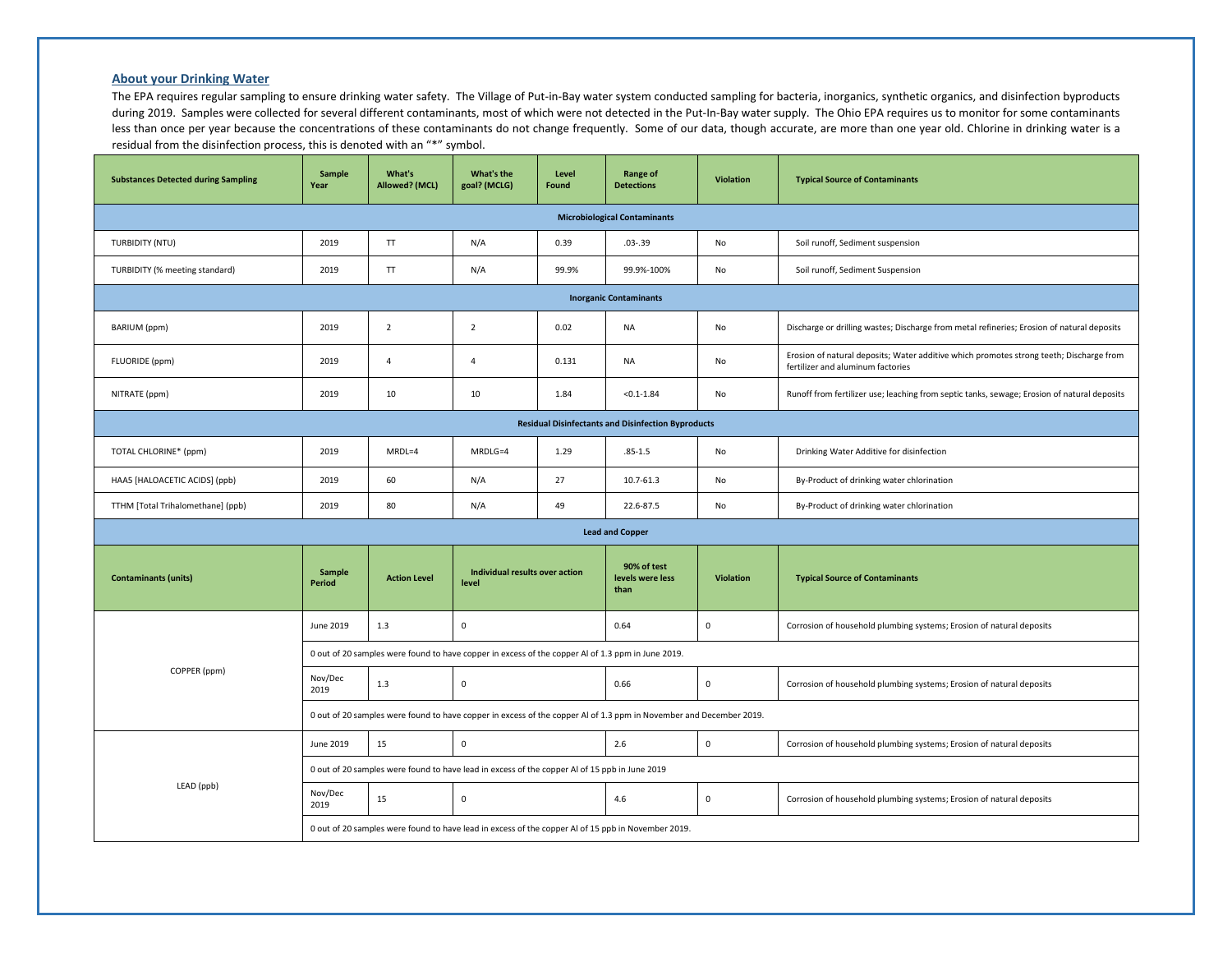## About your Drinking Water

The EPA requires regular sampling to ensure drinking water safety. The Village of Put-in-Bay water system conducted sampling for bacteria, inorganics, synthetic organics, and disinfection byproducts during 2019. Samples were collected for several different contaminants, most of which were not detected in the Put-In-Bay water supply. The Ohio EPA requires us to monitor for some contaminants less than once per year because the concentrations of these contaminants do not change frequently. Some of our data, though accurate, are more than one year old. Chlorine in drinking water is a residual from the disinfection process, this is denoted with an "*" symbol.

| Substances Detected during Sampling | Sample Year | What's Allowed? (MCL) | What's the goal? (MCLG) | Level Found | Range of Detections | Violation | Typical Source of Contaminants |
|---|---|---|---|---|---|---|---|
| **Microbiological Contaminants** | | | | | | | |
| TURBIDITY (NTU) | 2019 | TT | N/A | 0.39 | .03-.39 | No | Soil runoff, Sediment suspension |
| TURBIDITY (% meeting standard) | 2019 | TT | N/A | 99.9% | 99.9%-100% | No | Soil runoff, Sediment Suspension |
| **Inorganic Contaminants** | | | | | | | |
| BARIUM (ppm) | 2019 | 2 | 2 | 0.02 | NA | No | Discharge or drilling wastes; Discharge from metal refineries; Erosion of natural deposits |
| FLUORIDE (ppm) | 2019 | 4 | 4 | 0.131 | NA | No | Erosion of natural deposits; Water additive which promotes strong teeth; Discharge from fertilizer and aluminum factories |
| NITRATE (ppm) | 2019 | 10 | 10 | 1.84 | <0.1-1.84 | No | Runoff from fertilizer use; leaching from septic tanks, sewage; Erosion of natural deposits |
| **Residual Disinfectants and Disinfection Byproducts** | | | | | | | |
| TOTAL CHLORINE* (ppm) | 2019 | MRDL=4 | MRDLG=4 | 1.29 | .85-1.5 | No | Drinking Water Additive for disinfection |
| HAA5 [HALOACETIC ACIDS] (ppb) | 2019 | 60 | N/A | 27 | 10.7-61.3 | No | By-Product of drinking water chlorination |
| TTHM [Total Trihalomethane] (ppb) | 2019 | 80 | N/A | 49 | 22.6-87.5 | No | By-Product of drinking water chlorination |

**Lead and Copper**

| Contaminants (units) | Sample Period | Action Level | Individual results over action level | 90% of test levels were less than | Violation | Typical Source of Contaminants |
|---|---|---|---|---|---|---|
| COPPER (ppm) | June 2019 | 1.3 | 0 | 0.64 | 0 | Corrosion of household plumbing systems; Erosion of natural deposits |
| | 0 out of 20 samples were found to have copper in excess of the copper Al of 1.3 ppm in June 2019. | | | | | |
| | Nov/Dec 2019 | 1.3 | 0 | 0.66 | 0 | Corrosion of household plumbing systems; Erosion of natural deposits |
| | 0 out of 20 samples were found to have copper in excess of the copper Al of 1.3 ppm in November and December 2019. | | | | | |
| LEAD (ppb) | June 2019 | 15 | 0 | 2.6 | 0 | Corrosion of household plumbing systems; Erosion of natural deposits |
| | 0 out of 20 samples were found to have lead in excess of the copper Al of 15 ppb in June 2019 | | | | | |
| | Nov/Dec 2019 | 15 | 0 | 4.6 | 0 | Corrosion of household plumbing systems; Erosion of natural deposits |
| | 0 out of 20 samples were found to have lead in excess of the copper Al of 15 ppb in November 2019. | | | | | |